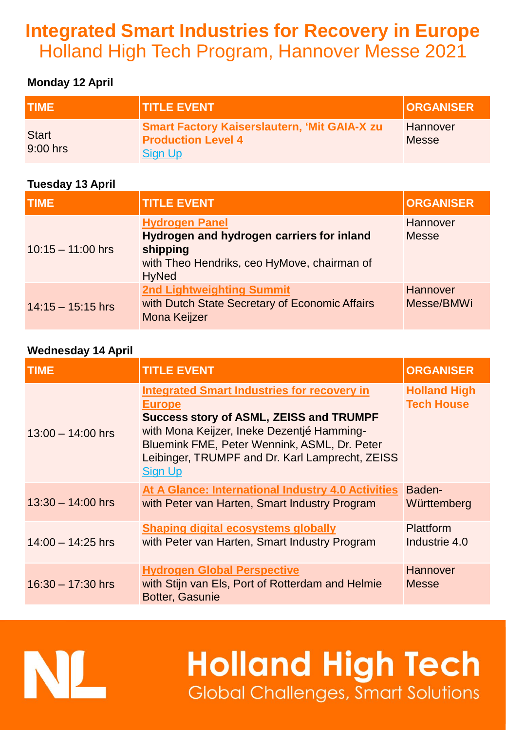# Integrated Smart Industries for Recovery in Europe

## Holland High Tech Program, Hannover Messe 2021

**Monday 12 April**

| TIME | TITLE EVENT | ORGANISER |
| --- | --- | --- |
| Start 9:00 hrs | **Smart Factory Kaiserslautern, 'Mit GAIA-X zu Production Level 4** Sign Up | Hannover Messe |

**Tuesday 13 April**

| TIME | TITLE EVENT | ORGANISER |
| --- | --- | --- |
| 10:15 – 11:00 hrs | **Hydrogen Panel** **Hydrogen and hydrogen carriers for inland shipping** with Theo Hendriks, ceo HyMove, chairman of HyNed | Hannover Messe |
| 14:15 – 15:15 hrs | **2nd Lightweighting Summit** with Dutch State Secretary of Economic Affairs Mona Keijzer | Hannover Messe/BMWi |

**Wednesday 14 April**

| TIME | TITLE EVENT | ORGANISER |
| --- | --- | --- |
| 13:00 – 14:00 hrs | **Integrated Smart Industries for recovery in Europe** **Success story of ASML, ZEISS and TRUMPF** with Mona Keijzer, Ineke Dezentjé Hamming-Bluemink FME, Peter Wennink, ASML, Dr. Peter Leibinger, TRUMPF and Dr. Karl Lamprecht, ZEISS Sign Up | **Holland High Tech House** |
| 13:30 – 14:00 hrs | **At A Glance: International Industry 4.0 Activities** with Peter van Harten, Smart Industry Program | Baden-Württemberg |
| 14:00 – 14:25 hrs | **Shaping digital ecosystems globally** with Peter van Harten, Smart Industry Program | Plattform Industrie 4.0 |
| 16:30 – 17:30 hrs | **Hydrogen Global Perspective** with Stijn van Els, Port of Rotterdam and Helmie Botter, Gasunie | Hannover Messe |

**Holland High Tech**
Global Challenges, Smart Solutions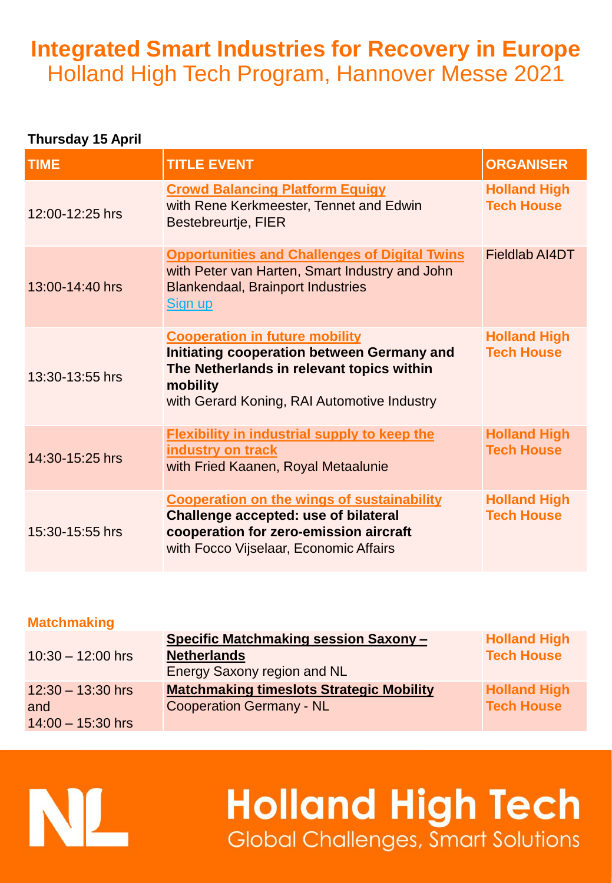# Integrated Smart Industries for Recovery in Europe

## Holland High Tech Program, Hannover Messe 2021

**Thursday 15 April**

| TIME | TITLE EVENT | ORGANISER |
|---|---|---|
| 12:00-12:25 hrs | **Crowd Balancing Platform Equigy**<br>with Rene Kerkmeester, Tennet and Edwin Bestebreurtje, FIER | **Holland High Tech House** |
| 13:00-14:40 hrs | **Opportunities and Challenges of Digital Twins**<br>with Peter van Harten, Smart Industry and John Blankendaal, Brainport Industries<br>Sign up | Fieldlab AI4DT |
| 13:30-13:55 hrs | **Cooperation in future mobility**<br>**Initiating cooperation between Germany and The Netherlands in relevant topics within mobility**<br>with Gerard Koning, RAI Automotive Industry | **Holland High Tech House** |
| 14:30-15:25 hrs | **Flexibility in industrial supply to keep the industry on track**<br>with Fried Kaanen, Royal Metaalunie | **Holland High Tech House** |
| 15:30-15:55 hrs | **Cooperation on the wings of sustainability**<br>**Challenge accepted: use of bilateral cooperation for zero-emission aircraft**<br>with Focco Vijselaar, Economic Affairs | **Holland High Tech House** |

**Matchmaking**

| | | |
|---|---|---|
| 10:30 – 12:00 hrs | **Specific Matchmaking session Saxony – Netherlands**<br>Energy Saxony region and NL | **Holland High Tech House** |
| 12:30 – 13:30 hrs and 14:00 – 15:30 hrs | **Matchmaking timeslots Strategic Mobility**<br>Cooperation Germany - NL | **Holland High Tech House** |

NL

**Holland High Tech**
Global Challenges, Smart Solutions